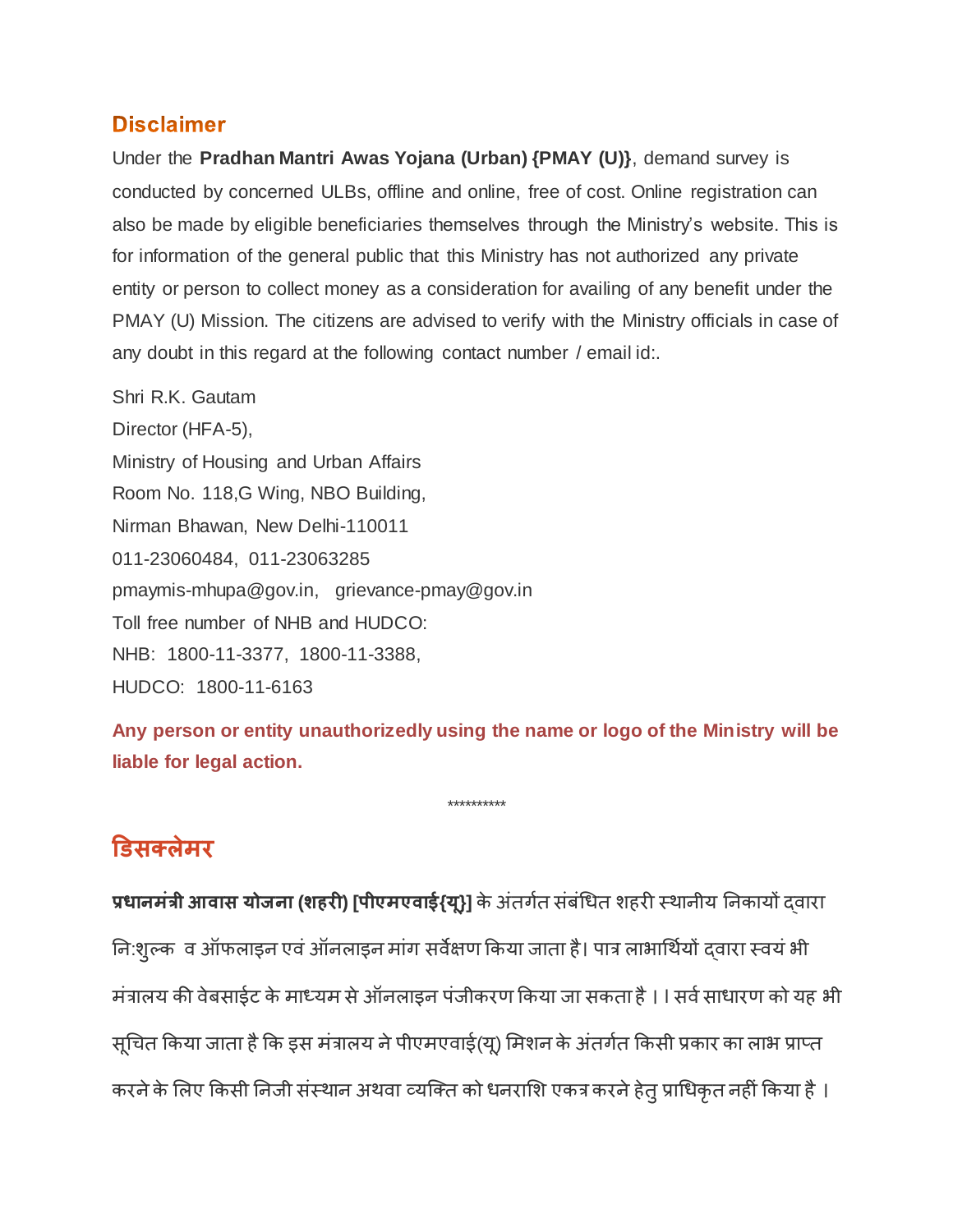## Disclaimer

Under the **Pradhan Mantri Awas Yojana (Urban) {PMAY (U)}**, demand survey is conducted by concerned ULBs, offline and online, free of cost. Online registration can also be made by eligible beneficiaries themselves through the Ministry's website. This is for information of the general public that this Ministry has not authorized any private entity or person to collect money as a consideration for availing of any benefit under the PMAY (U) Mission. The citizens are advised to verify with the Ministry officials in case of any doubt in this regard at the following contact number / email id:.

Shri R.K. Gautam
Director (HFA-5),
Ministry of Housing and Urban Affairs
Room No. 118,G Wing, NBO Building,
Nirman Bhawan, New Delhi-110011
011-23060484, 011-23063285
pmaymis-mhupa@gov.in, grievance-pmay@gov.in
Toll free number of NHB and HUDCO:
NHB: 1800-11-3377, 1800-11-3388,
HUDCO: 1800-11-6163

**Any person or entity unauthorizedly using the name or logo of the Ministry will be liable for legal action.**

**********

## डिसक्लेमर

**प्रधानमंत्री आवास योजना (शहरी) [पीएमएवाई{यू}]** के अंतर्गत संबंधित शहरी स्थानीय निकायों द्वारा निःशुल्क व ऑफलाइन एवं ऑनलाइन मांग सर्वेक्षण किया जाता है। पात्र लाभार्थियों द्वारा स्वयं भी मंत्रालय की वेबसाईट के माध्यम से ऑनलाइन पंजीकरण किया जा सकता है । । सर्व साधारण को यह भी सूचित किया जाता है कि इस मंत्रालय ने पीएमएवाई(यू) मिशन के अंतर्गत किसी प्रकार का लाभ प्राप्त करने के लिए किसी निजी संस्थान अथवा व्यक्ति को धनराशि एकत्र करने हेतु प्राधिकृत नहीं किया है ।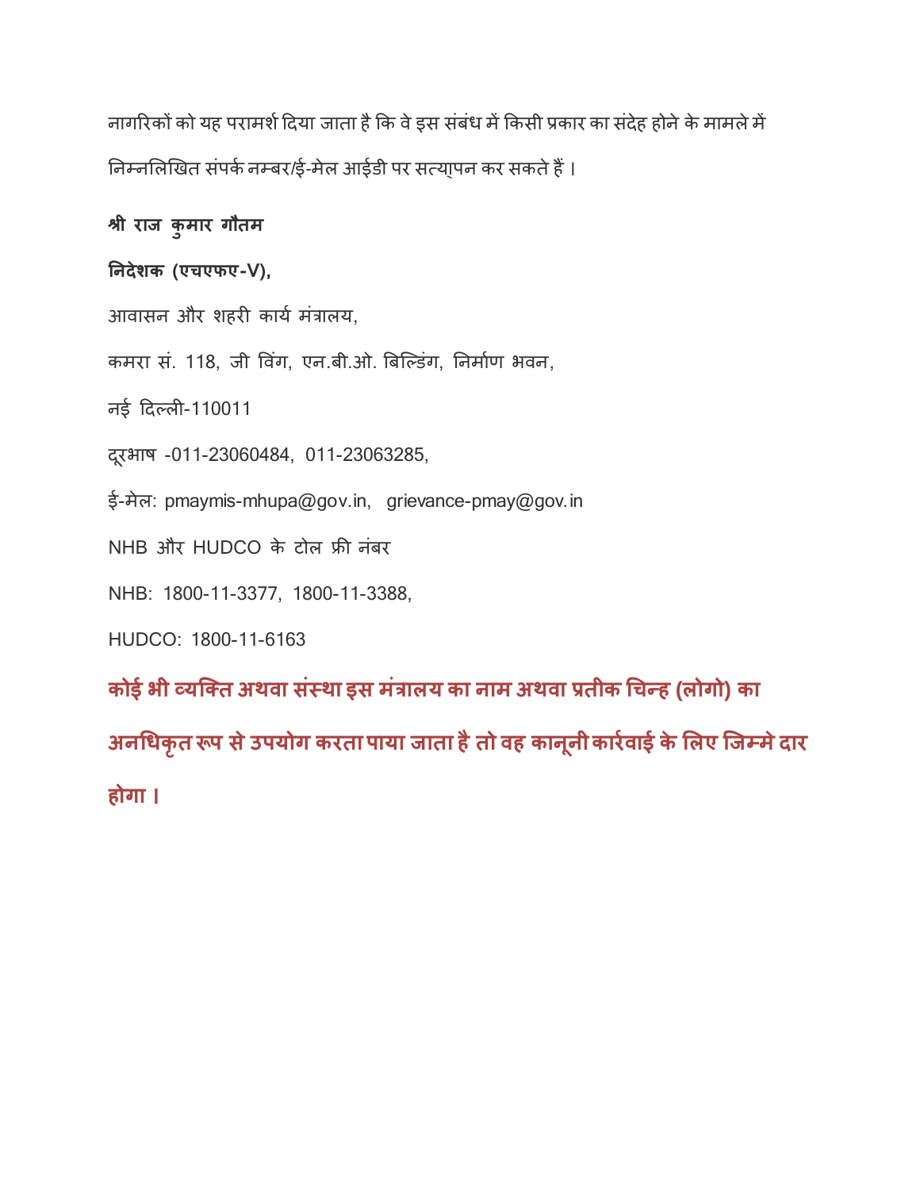नागरिकों को यह परामर्श दिया जाता है कि वे इस संबंध में किसी प्रकार का संदेह होने के मामले में निम्नलिखित संपर्क नम्बर/ई-मेल आईडी पर सत्यापन कर सकते हैं ।

**श्री राज कुमार गौतम**

**निदेशक (एचएफए-V),**

आवासन और शहरी कार्य मंत्रालय,

कमरा सं. 118, जी विंग, एन.बी.ओ. बिल्डिंग, निर्माण भवन,

नई दिल्ली-110011

दूरभाष -011-23060484, 011-23063285,

ई-मेल: pmaymis-mhupa@gov.in, grievance-pmay@gov.in

NHB और HUDCO के टोल फ्री नंबर

NHB: 1800-11-3377, 1800-11-3388,

HUDCO: 1800-11-6163

**कोई भी व्यक्ति अथवा संस्था इस मंत्रालय का नाम अथवा प्रतीक चिन्ह (लोगो) का अनधिकृत रूप से उपयोग करता पाया जाता है तो वह कानूनी कार्रवाई के लिए जिम्मेदार होगा ।**